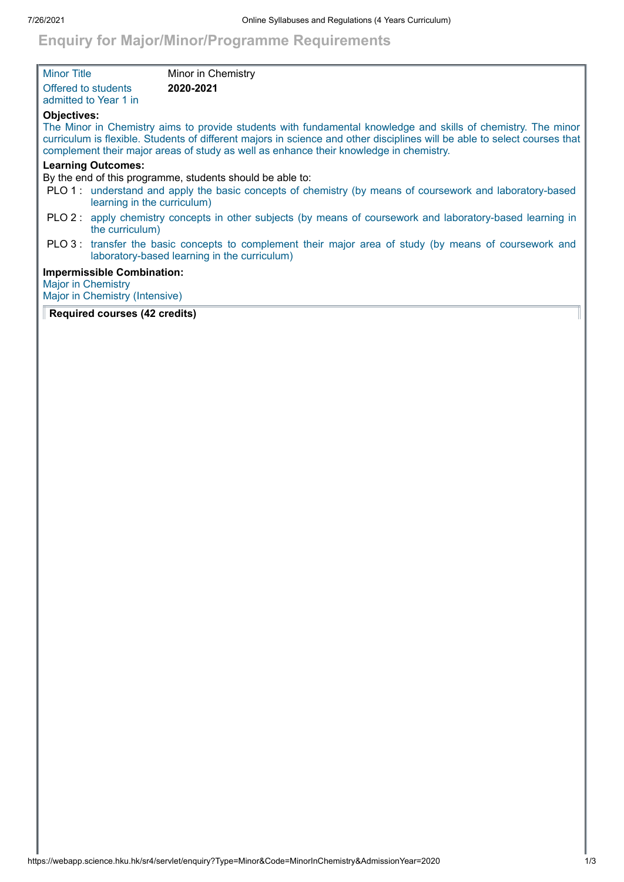# Enquiry for Major/Minor/Programme Requirements

| | |
|---|---|
| Minor Title | Minor in Chemistry |
| Offered to students admitted to Year 1 in | **2020-2021** |

**Objectives:**

The Minor in Chemistry aims to provide students with fundamental knowledge and skills of chemistry. The minor curriculum is flexible. Students of different majors in science and other disciplines will be able to select courses that complement their major areas of study as well as enhance their knowledge in chemistry.

**Learning Outcomes:**

By the end of this programme, students should be able to:

- PLO 1 : understand and apply the basic concepts of chemistry (by means of coursework and laboratory-based learning in the curriculum)
- PLO 2 : apply chemistry concepts in other subjects (by means of coursework and laboratory-based learning in the curriculum)
- PLO 3 : transfer the basic concepts to complement their major area of study (by means of coursework and laboratory-based learning in the curriculum)

**Impermissible Combination:**

Major in Chemistry
Major in Chemistry (Intensive)

**Required courses (42 credits)**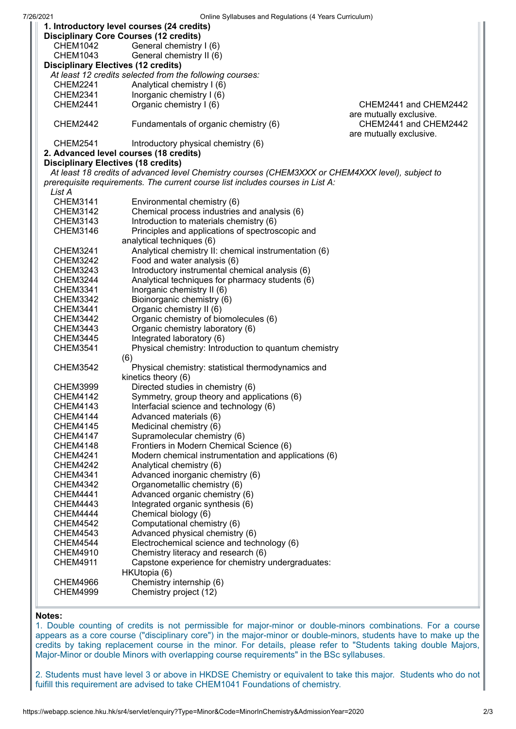**1. Introductory level courses (24 credits)**

**Disciplinary Core Courses (12 credits)**

| | | |
|---|---|---|
| CHEM1042 | General chemistry I (6) | |
| CHEM1043 | General chemistry II (6) | |

**Disciplinary Electives (12 credits)**

*At least 12 credits selected from the following courses:*

| | | |
|---|---|---|
| CHEM2241 | Analytical chemistry I (6) | |
| CHEM2341 | Inorganic chemistry I (6) | |
| CHEM2441 | Organic chemistry I (6) | CHEM2441 and CHEM2442 are mutually exclusive. |
| CHEM2442 | Fundamentals of organic chemistry (6) | CHEM2441 and CHEM2442 are mutually exclusive. |
| CHEM2541 | Introductory physical chemistry (6) | |

**2. Advanced level courses (18 credits)**

**Disciplinary Electives (18 credits)**

*At least 18 credits of advanced level Chemistry courses (CHEM3XXX or CHEM4XXX level), subject to prerequisite requirements. The current course list includes courses in List A:*

*List A*

| | |
|---|---|
| CHEM3141 | Environmental chemistry (6) |
| CHEM3142 | Chemical process industries and analysis (6) |
| CHEM3143 | Introduction to materials chemistry (6) |
| CHEM3146 | Principles and applications of spectroscopic and analytical techniques (6) |
| CHEM3241 | Analytical chemistry II: chemical instrumentation (6) |
| CHEM3242 | Food and water analysis (6) |
| CHEM3243 | Introductory instrumental chemical analysis (6) |
| CHEM3244 | Analytical techniques for pharmacy students (6) |
| CHEM3341 | Inorganic chemistry II (6) |
| CHEM3342 | Bioinorganic chemistry (6) |
| CHEM3441 | Organic chemistry II (6) |
| CHEM3442 | Organic chemistry of biomolecules (6) |
| CHEM3443 | Organic chemistry laboratory (6) |
| CHEM3445 | Integrated laboratory (6) |
| CHEM3541 | Physical chemistry: Introduction to quantum chemistry (6) |
| CHEM3542 | Physical chemistry: statistical thermodynamics and kinetics theory (6) |
| CHEM3999 | Directed studies in chemistry (6) |
| CHEM4142 | Symmetry, group theory and applications (6) |
| CHEM4143 | Interfacial science and technology (6) |
| CHEM4144 | Advanced materials (6) |
| CHEM4145 | Medicinal chemistry (6) |
| CHEM4147 | Supramolecular chemistry (6) |
| CHEM4148 | Frontiers in Modern Chemical Science (6) |
| CHEM4241 | Modern chemical instrumentation and applications (6) |
| CHEM4242 | Analytical chemistry (6) |
| CHEM4341 | Advanced inorganic chemistry (6) |
| CHEM4342 | Organometallic chemistry (6) |
| CHEM4441 | Advanced organic chemistry (6) |
| CHEM4443 | Integrated organic synthesis (6) |
| CHEM4444 | Chemical biology (6) |
| CHEM4542 | Computational chemistry (6) |
| CHEM4543 | Advanced physical chemistry (6) |
| CHEM4544 | Electrochemical science and technology (6) |
| CHEM4910 | Chemistry literacy and research (6) |
| CHEM4911 | Capstone experience for chemistry undergraduates: HKUtopia (6) |
| CHEM4966 | Chemistry internship (6) |
| CHEM4999 | Chemistry project (12) |

**Notes:**

1. Double counting of credits is not permissible for major-minor or double-minors combinations. For a course appears as a core course ("disciplinary core") in the major-minor or double-minors, students have to make up the credits by taking replacement course in the minor. For details, please refer to "Students taking double Majors, Major-Minor or double Minors with overlapping course requirements" in the BSc syllabuses.

2. Students must have level 3 or above in HKDSE Chemistry or equivalent to take this major. Students who do not fulfill this requirement are advised to take CHEM1041 Foundations of chemistry.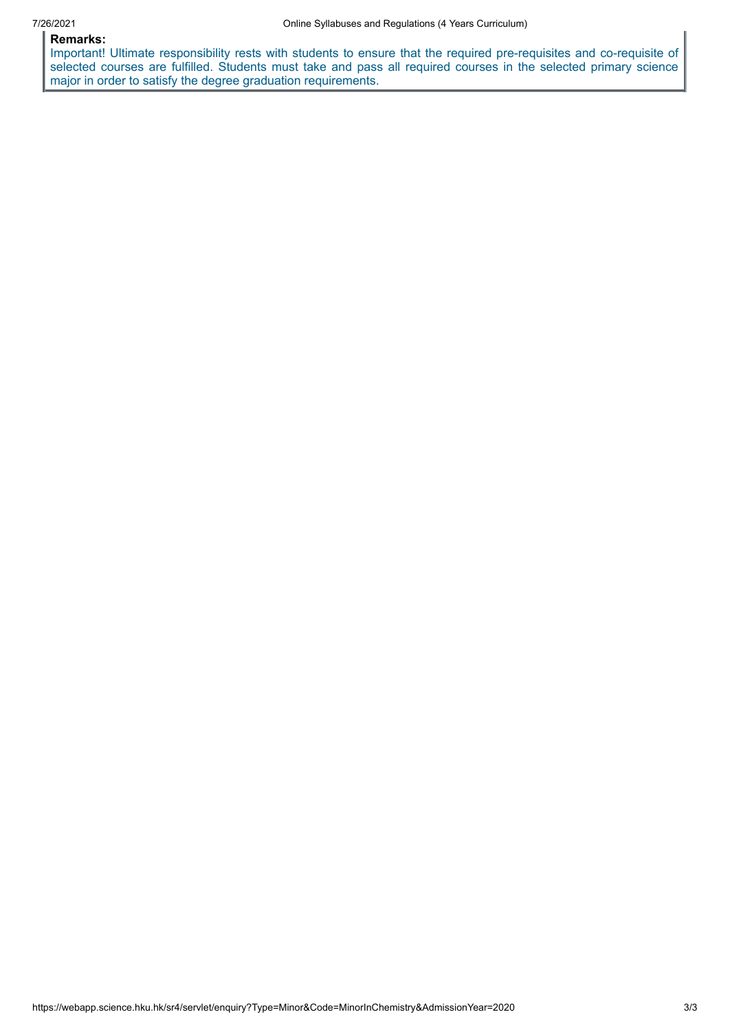**Remarks:**

Important! Ultimate responsibility rests with students to ensure that the required pre-requisites and co-requisite of selected courses are fulfilled. Students must take and pass all required courses in the selected primary science major in order to satisfy the degree graduation requirements.